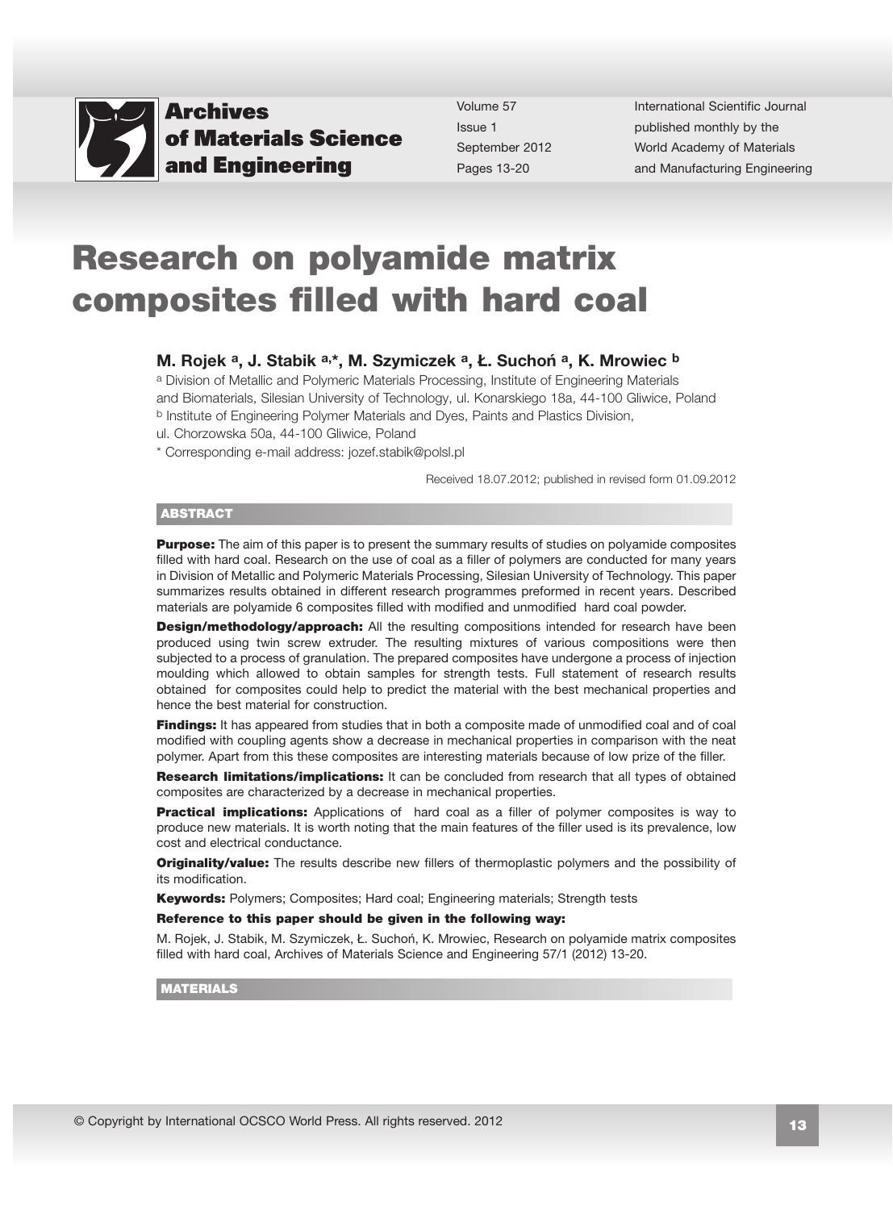# Research on polyamide matrix composites filled with hard coal

**M. Rojek [a], J. Stabik [a,*], M. Szymiczek [a], Ł. Suchoń [a], K. Mrowiec [b]**

[a] Division of Metallic and Polymeric Materials Processing, Institute of Engineering Materials and Biomaterials, Silesian University of Technology, ul. Konarskiego 18a, 44-100 Gliwice, Poland

[b] Institute of Engineering Polymer Materials and Dyes, Paints and Plastics Division, ul. Chorzowska 50a, 44-100 Gliwice, Poland

* Corresponding e-mail address: jozef.stabik@polsl.pl

Received 18.07.2012; published in revised form 01.09.2012

## ABSTRACT

**Purpose:** The aim of this paper is to present the summary results of studies on polyamide composites filled with hard coal. Research on the use of coal as a filler of polymers are conducted for many years in Division of Metallic and Polymeric Materials Processing, Silesian University of Technology. This paper summarizes results obtained in different research programmes preformed in recent years. Described materials are polyamide 6 composites filled with modified and unmodified hard coal powder.

**Design/methodology/approach:** All the resulting compositions intended for research have been produced using twin screw extruder. The resulting mixtures of various compositions were then subjected to a process of granulation. The prepared composites have undergone a process of injection moulding which allowed to obtain samples for strength tests. Full statement of research results obtained for composites could help to predict the material with the best mechanical properties and hence the best material for construction.

**Findings:** It has appeared from studies that in both a composite made of unmodified coal and of coal modified with coupling agents show a decrease in mechanical properties in comparison with the neat polymer. Apart from this these composites are interesting materials because of low prize of the filler.

**Research limitations/implications:** It can be concluded from research that all types of obtained composites are characterized by a decrease in mechanical properties.

**Practical implications:** Applications of hard coal as a filler of polymer composites is way to produce new materials. It is worth noting that the main features of the filler used is its prevalence, low cost and electrical conductance.

**Originality/value:** The results describe new fillers of thermoplastic polymers and the possibility of its modification.

**Keywords:** Polymers; Composites; Hard coal; Engineering materials; Strength tests

**Reference to this paper should be given in the following way:**

M. Rojek, J. Stabik, M. Szymiczek, Ł. Suchoń, K. Mrowiec, Research on polyamide matrix composites filled with hard coal, Archives of Materials Science and Engineering 57/1 (2012) 13-20.

## MATERIALS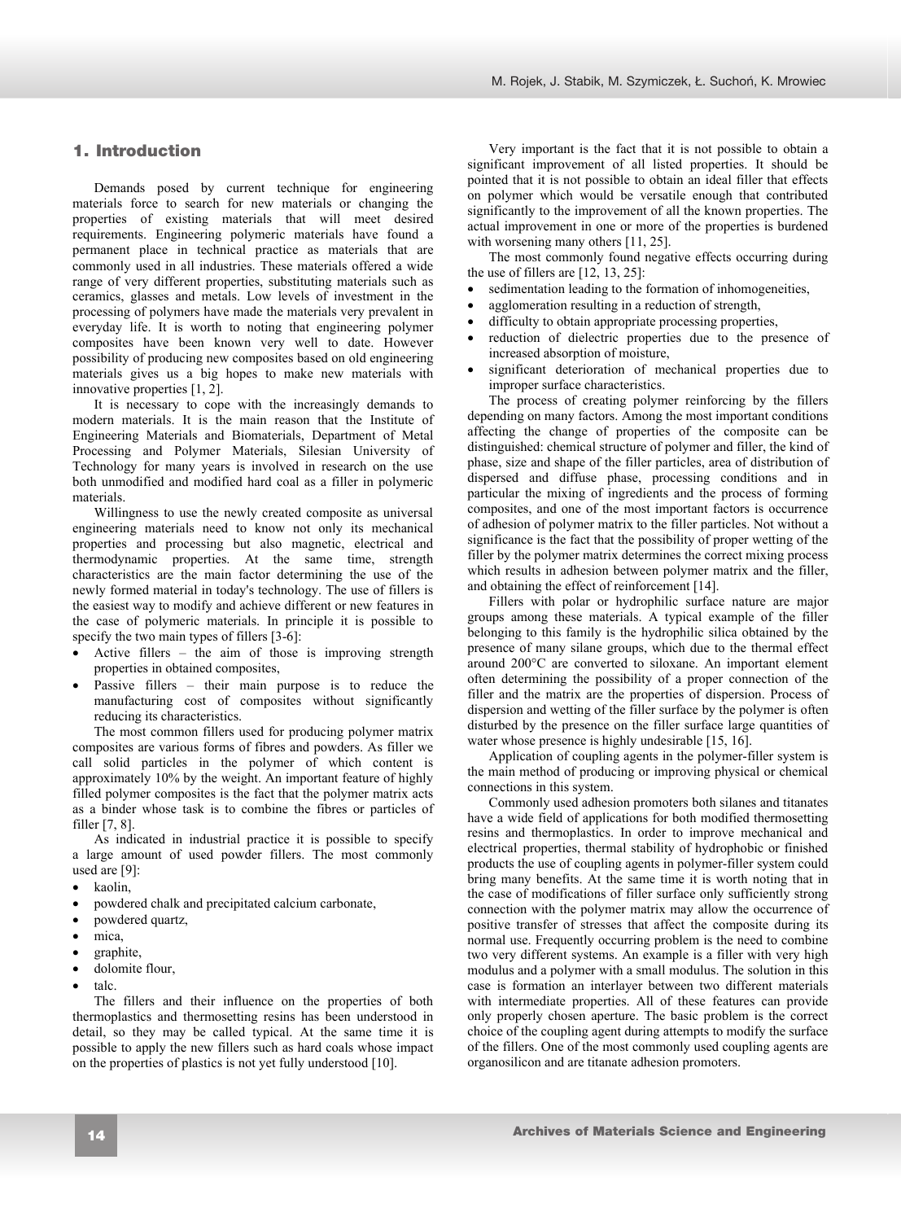## 1. Introduction

Demands posed by current technique for engineering materials force to search for new materials or changing the properties of existing materials that will meet desired requirements. Engineering polymeric materials have found a permanent place in technical practice as materials that are commonly used in all industries. These materials offered a wide range of very different properties, substituting materials such as ceramics, glasses and metals. Low levels of investment in the processing of polymers have made the materials very prevalent in everyday life. It is worth to noting that engineering polymer composites have been known very well to date. However possibility of producing new composites based on old engineering materials gives us a big hopes to make new materials with innovative properties [1, 2].

It is necessary to cope with the increasingly demands to modern materials. It is the main reason that the Institute of Engineering Materials and Biomaterials, Department of Metal Processing and Polymer Materials, Silesian University of Technology for many years is involved in research on the use both unmodified and modified hard coal as a filler in polymeric materials.

Willingness to use the newly created composite as universal engineering materials need to know not only its mechanical properties and processing but also magnetic, electrical and thermodynamic properties. At the same time, strength characteristics are the main factor determining the use of the newly formed material in today's technology. The use of fillers is the easiest way to modify and achieve different or new features in the case of polymeric materials. In principle it is possible to specify the two main types of fillers [3-6]:

- Active fillers – the aim of those is improving strength properties in obtained composites,
- Passive fillers – their main purpose is to reduce the manufacturing cost of composites without significantly reducing its characteristics.

The most common fillers used for producing polymer matrix composites are various forms of fibres and powders. As filler we call solid particles in the polymer of which content is approximately 10% by the weight. An important feature of highly filled polymer composites is the fact that the polymer matrix acts as a binder whose task is to combine the fibres or particles of filler [7, 8].

As indicated in industrial practice it is possible to specify a large amount of used powder fillers. The most commonly used are [9]:

- kaolin,
- powdered chalk and precipitated calcium carbonate,
- powdered quartz,
- mica,
- graphite,
- dolomite flour,
- talc.

The fillers and their influence on the properties of both thermoplastics and thermosetting resins has been understood in detail, so they may be called typical. At the same time it is possible to apply the new fillers such as hard coals whose impact on the properties of plastics is not yet fully understood [10].

Very important is the fact that it is not possible to obtain a significant improvement of all listed properties. It should be pointed that it is not possible to obtain an ideal filler that effects on polymer which would be versatile enough that contributed significantly to the improvement of all the known properties. The actual improvement in one or more of the properties is burdened with worsening many others [11, 25].

The most commonly found negative effects occurring during the use of fillers are [12, 13, 25]:

- sedimentation leading to the formation of inhomogeneities,
- agglomeration resulting in a reduction of strength,
- difficulty to obtain appropriate processing properties,
- reduction of dielectric properties due to the presence of increased absorption of moisture,
- significant deterioration of mechanical properties due to improper surface characteristics.

The process of creating polymer reinforcing by the fillers depending on many factors. Among the most important conditions affecting the change of properties of the composite can be distinguished: chemical structure of polymer and filler, the kind of phase, size and shape of the filler particles, area of distribution of dispersed and diffuse phase, processing conditions and in particular the mixing of ingredients and the process of forming composites, and one of the most important factors is occurrence of adhesion of polymer matrix to the filler particles. Not without a significance is the fact that the possibility of proper wetting of the filler by the polymer matrix determines the correct mixing process which results in adhesion between polymer matrix and the filler, and obtaining the effect of reinforcement [14].

Fillers with polar or hydrophilic surface nature are major groups among these materials. A typical example of the filler belonging to this family is the hydrophilic silica obtained by the presence of many silane groups, which due to the thermal effect around 200°C are converted to siloxane. An important element often determining the possibility of a proper connection of the filler and the matrix are the properties of dispersion. Process of dispersion and wetting of the filler surface by the polymer is often disturbed by the presence on the filler surface large quantities of water whose presence is highly undesirable [15, 16].

Application of coupling agents in the polymer-filler system is the main method of producing or improving physical or chemical connections in this system.

Commonly used adhesion promoters both silanes and titanates have a wide field of applications for both modified thermosetting resins and thermoplastics. In order to improve mechanical and electrical properties, thermal stability of hydrophobic or finished products the use of coupling agents in polymer-filler system could bring many benefits. At the same time it is worth noting that in the case of modifications of filler surface only sufficiently strong connection with the polymer matrix may allow the occurrence of positive transfer of stresses that affect the composite during its normal use. Frequently occurring problem is the need to combine two very different systems. An example is a filler with very high modulus and a polymer with a small modulus. The solution in this case is formation an interlayer between two different materials with intermediate properties. All of these features can provide only properly chosen aperture. The basic problem is the correct choice of the coupling agent during attempts to modify the surface of the fillers. One of the most commonly used coupling agents are organosilicon and are titanate adhesion promoters.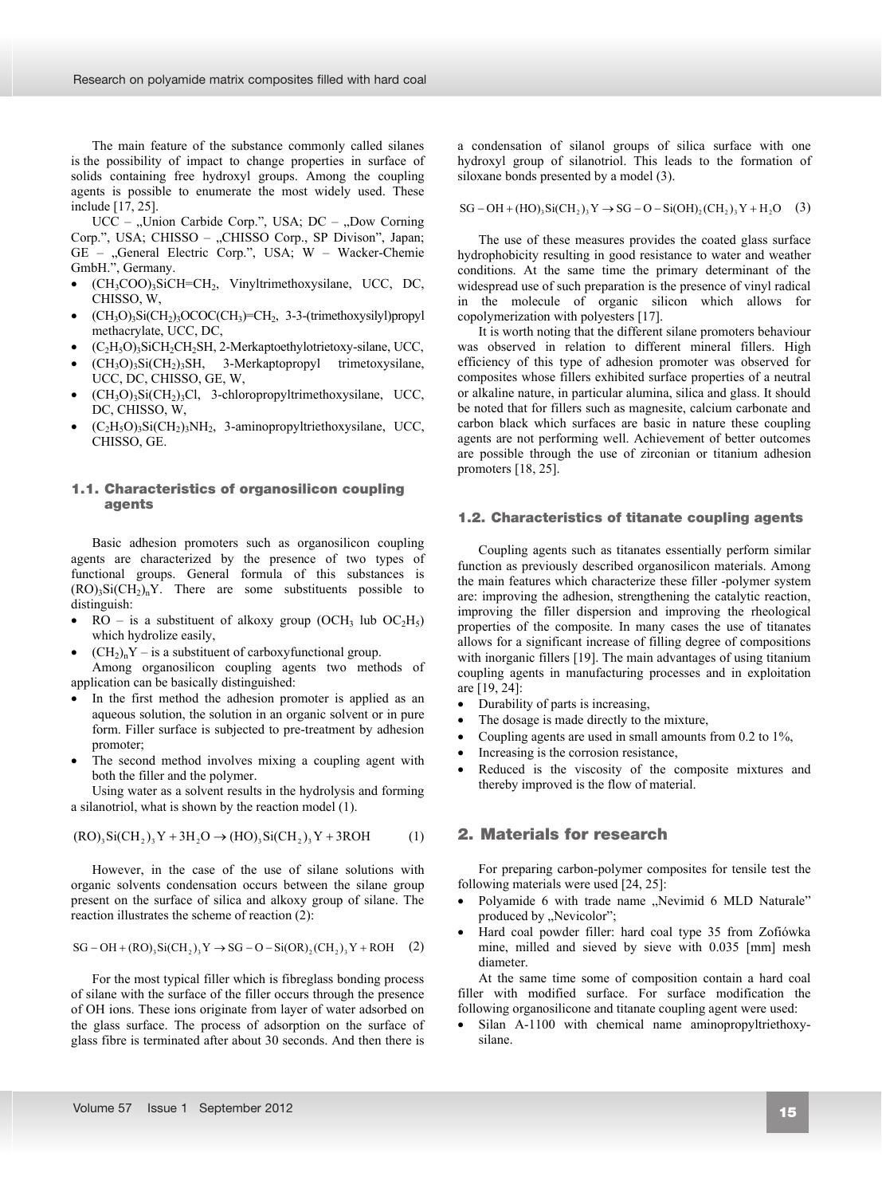The main feature of the substance commonly called silanes is the possibility of impact to change properties in surface of solids containing free hydroxyl groups. Among the coupling agents is possible to enumerate the most widely used. These include [17, 25].

UCC – „Union Carbide Corp.", USA; DC – „Dow Corning Corp.", USA; CHISSO – „CHISSO Corp., SP Divison", Japan; GE – „General Electric Corp.", USA; W – Wacker-Chemie GmbH.", Germany.

- $(CH_3COO)_3SiCH{=}CH_2$, Vinyltrimethoxysilane, UCC, DC, CHISSO, W,
- $(CH_3O)_3Si(CH_2)_3OCOC(CH_3){=}CH_2$, 3-3-(trimethoxysilyl)propyl methacrylate, UCC, DC,
- $(C_2H_5O)_3SiCH_2CH_2SH$, 2-Merkaptoethylotrietoxy-silane, UCC,
- $(CH_3O)_3Si(CH_2)_3SH$, 3-Merkaptopropyl trimetoxysilane, UCC, DC, CHISSO, GE, W,
- $(CH_3O)_3Si(CH_2)_3Cl$, 3-chloropropyltrimethoxysilane, UCC, DC, CHISSO, W,
- $(C_2H_5O)_3Si(CH_2)_3NH_2$, 3-aminopropyltriethoxysilane, UCC, CHISSO, GE.

### 1.1. Characteristics of organosilicon coupling agents

Basic adhesion promoters such as organosilicon coupling agents are characterized by the presence of two types of functional groups. General formula of this substances is $(RO)_3Si(CH_2)_nY$. There are some substituents possible to distinguish:

- RO – is a substituent of alkoxy group ($OCH_3$ lub $OC_2H_5$) which hydrolize easily,
- $(CH_2)_nY$ – is a substituent of carboxyfunctional group.

Among organosilicon coupling agents two methods of application can be basically distinguished:

- In the first method the adhesion promoter is applied as an aqueous solution, the solution in an organic solvent or in pure form. Filler surface is subjected to pre-treatment by adhesion promoter;
- The second method involves mixing a coupling agent with both the filler and the polymer.

Using water as a solvent results in the hydrolysis and forming a silanotriol, what is shown by the reaction model (1).

$$(RO)_3Si(CH_2)_3Y + 3H_2O \rightarrow (HO)_3Si(CH_2)_3Y + 3ROH \qquad (1)$$

However, in the case of the use of silane solutions with organic solvents condensation occurs between the silane group present on the surface of silica and alkoxy group of silane. The reaction illustrates the scheme of reaction (2):

$$SG-OH + (RO)_3Si(CH_2)_3Y \rightarrow SG-O-Si(OR)_2(CH_2)_3Y + ROH \qquad (2)$$

For the most typical filler which is fibreglass bonding process of silane with the surface of the filler occurs through the presence of OH ions. These ions originate from layer of water adsorbed on the glass surface. The process of adsorption on the surface of glass fibre is terminated after about 30 seconds. And then there is a condensation of silanol groups of silica surface with one hydroxyl group of silanotriol. This leads to the formation of siloxane bonds presented by a model (3).

$$SG-OH + (HO)_3Si(CH_2)_3Y \rightarrow SG-O-Si(OH)_2(CH_2)_3Y + H_2O \qquad (3)$$

The use of these measures provides the coated glass surface hydrophobicity resulting in good resistance to water and weather conditions. At the same time the primary determinant of the widespread use of such preparation is the presence of vinyl radical in the molecule of organic silicon which allows for copolymerization with polyesters [17].

It is worth noting that the different silane promoters behaviour was observed in relation to different mineral fillers. High efficiency of this type of adhesion promoter was observed for composites whose fillers exhibited surface properties of a neutral or alkaline nature, in particular alumina, silica and glass. It should be noted that for fillers such as magnesite, calcium carbonate and carbon black which surfaces are basic in nature these coupling agents are not performing well. Achievement of better outcomes are possible through the use of zirconian or titanium adhesion promoters [18, 25].

### 1.2. Characteristics of titanate coupling agents

Coupling agents such as titanates essentially perform similar function as previously described organosilicon materials. Among the main features which characterize these filler -polymer system are: improving the adhesion, strengthening the catalytic reaction, improving the filler dispersion and improving the rheological properties of the composite. In many cases the use of titanates allows for a significant increase of filling degree of compositions with inorganic fillers [19]. The main advantages of using titanium coupling agents in manufacturing processes and in exploitation are [19, 24]:

- Durability of parts is increasing,
- The dosage is made directly to the mixture,
- Coupling agents are used in small amounts from 0.2 to 1%,
- Increasing is the corrosion resistance,
- Reduced is the viscosity of the composite mixtures and thereby improved is the flow of material.

## 2. Materials for research

For preparing carbon-polymer composites for tensile test the following materials were used [24, 25]:

- Polyamide 6 with trade name „Nevimid 6 MLD Naturale" produced by „Nevicolor";
- Hard coal powder filler: hard coal type 35 from Zofiówka mine, milled and sieved by sieve with 0.035 [mm] mesh diameter.

At the same time some of composition contain a hard coal filler with modified surface. For surface modification the following organosilicone and titanate coupling agent were used:

- Silan A-1100 with chemical name aminopropyltriethoxy-silane.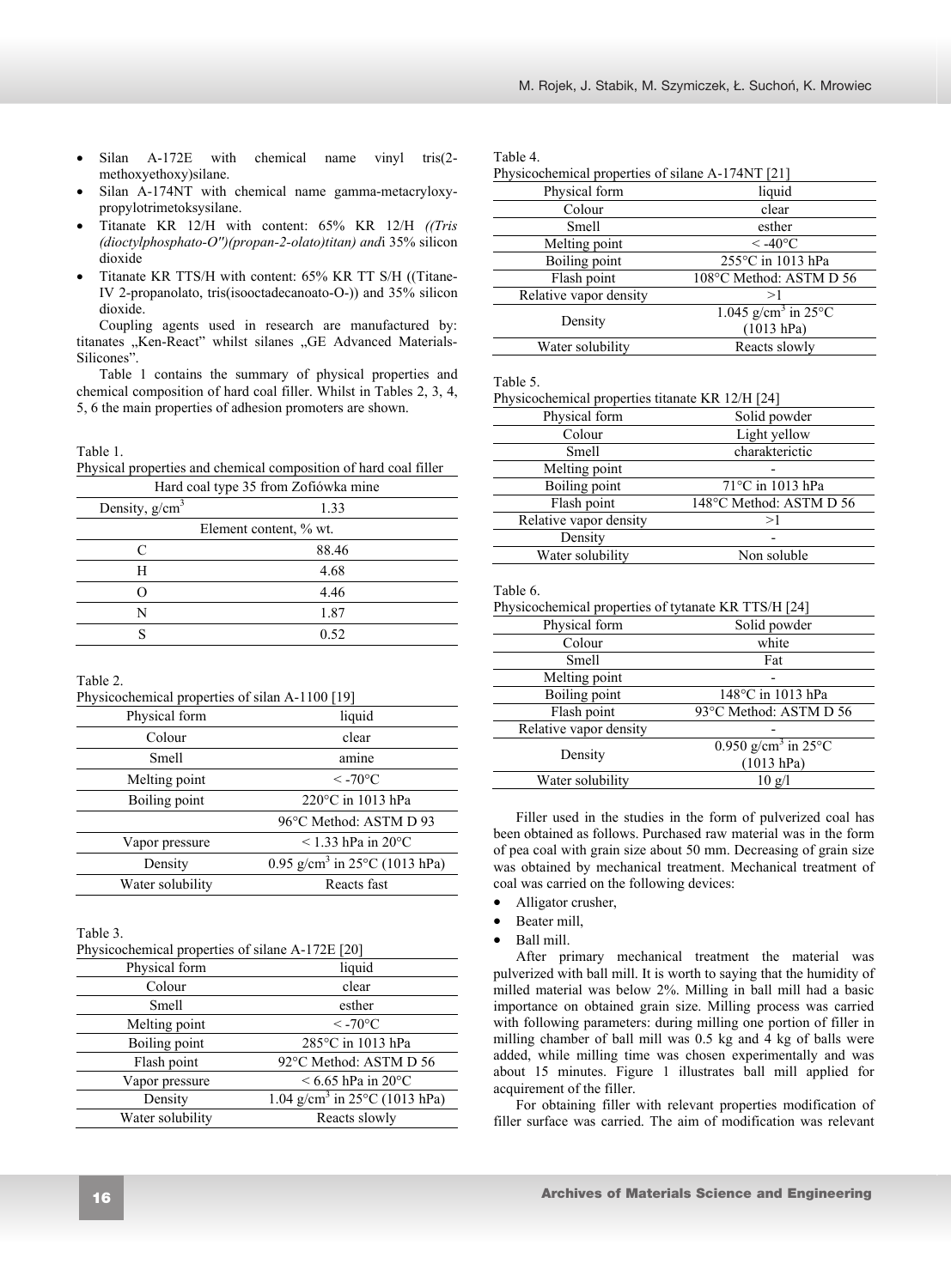- Silan A-172E with chemical name vinyl tris(2-methoxyethoxy)silane.
- Silan A-174NT with chemical name gamma-metacryloxy-propylotrimetoksysilane.
- Titanate KR 12/H with content: 65% KR 12/H *((Tris (dioctylphosphato-O'')(propan-2-olato)titan) and*\ 35% silicon dioxide
- Titanate KR TTS/H with content: 65% KR TT S/H ((Titane-IV 2-propanolato, tris(isooctadecanoato-O-)) and 35% silicon dioxide.

Coupling agents used in research are manufactured by: titanates „Ken-React" whilst silanes „GE Advanced Materials-Silicones".

Table 1 contains the summary of physical properties and chemical composition of hard coal filler. Whilst in Tables 2, 3, 4, 5, 6 the main properties of adhesion promoters are shown.

Table 1.
Physical properties and chemical composition of hard coal filler

| Hard coal type 35 from Zofiówka mine | |
|---|---|
| Density, g/cm$^3$ | 1.33 |
| Element content, % wt. | |
| C | 88.46 |
| H | 4.68 |
| O | 4.46 |
| N | 1.87 |
| S | 0.52 |

Table 2.
Physicochemical properties of silan A-1100 [19]

| Physical form | liquid |
|---|---|
| Colour | clear |
| Smell | amine |
| Melting point | < -70°C |
| Boiling point | 220°C in 1013 hPa |
| | 96°C Method: ASTM D 93 |
| Vapor pressure | < 1.33 hPa in 20°C |
| Density | 0.95 g/cm$^3$ in 25°C (1013 hPa) |
| Water solubility | Reacts fast |

Table 3.
Physicochemical properties of silane A-172E [20]

| Physical form | liquid |
|---|---|
| Colour | clear |
| Smell | esther |
| Melting point | < -70°C |
| Boiling point | 285°C in 1013 hPa |
| Flash point | 92°C Method: ASTM D 56 |
| Vapor pressure | < 6.65 hPa in 20°C |
| Density | 1.04 g/cm$^3$ in 25°C (1013 hPa) |
| Water solubility | Reacts slowly |

Table 4.
Physicochemical properties of silane A-174NT [21]

| Physical form | liquid |
|---|---|
| Colour | clear |
| Smell | esther |
| Melting point | < -40°C |
| Boiling point | 255°C in 1013 hPa |
| Flash point | 108°C Method: ASTM D 56 |
| Relative vapor density | >1 |
| Density | 1.045 g/cm$^3$ in 25°C (1013 hPa) |
| Water solubility | Reacts slowly |

Table 5.
Physicochemical properties titanate KR 12/H [24]

| Physical form | Solid powder |
|---|---|
| Colour | Light yellow |
| Smell | charakterictic |
| Melting point | - |
| Boiling point | 71°C in 1013 hPa |
| Flash point | 148°C Method: ASTM D 56 |
| Relative vapor density | >1 |
| Density | - |
| Water solubility | Non soluble |

Table 6.
Physicochemical properties of tytanate KR TTS/H [24]

| Physical form | Solid powder |
|---|---|
| Colour | white |
| Smell | Fat |
| Melting point | - |
| Boiling point | 148°C in 1013 hPa |
| Flash point | 93°C Method: ASTM D 56 |
| Relative vapor density | - |
| Density | 0.950 g/cm$^3$ in 25°C (1013 hPa) |
| Water solubility | 10 g/l |

Filler used in the studies in the form of pulverized coal has been obtained as follows. Purchased raw material was in the form of pea coal with grain size about 50 mm. Decreasing of grain size was obtained by mechanical treatment. Mechanical treatment of coal was carried on the following devices:

- Alligator crusher,
- Beater mill,
- Ball mill.

After primary mechanical treatment the material was pulverized with ball mill. It is worth to saying that the humidity of milled material was below 2%. Milling in ball mill had a basic importance on obtained grain size. Milling process was carried with following parameters: during milling one portion of filler in milling chamber of ball mill was 0.5 kg and 4 kg of balls were added, while milling time was chosen experimentally and was about 15 minutes. Figure 1 illustrates ball mill applied for acquirement of the filler.

For obtaining filler with relevant properties modification of filler surface was carried. The aim of modification was relevant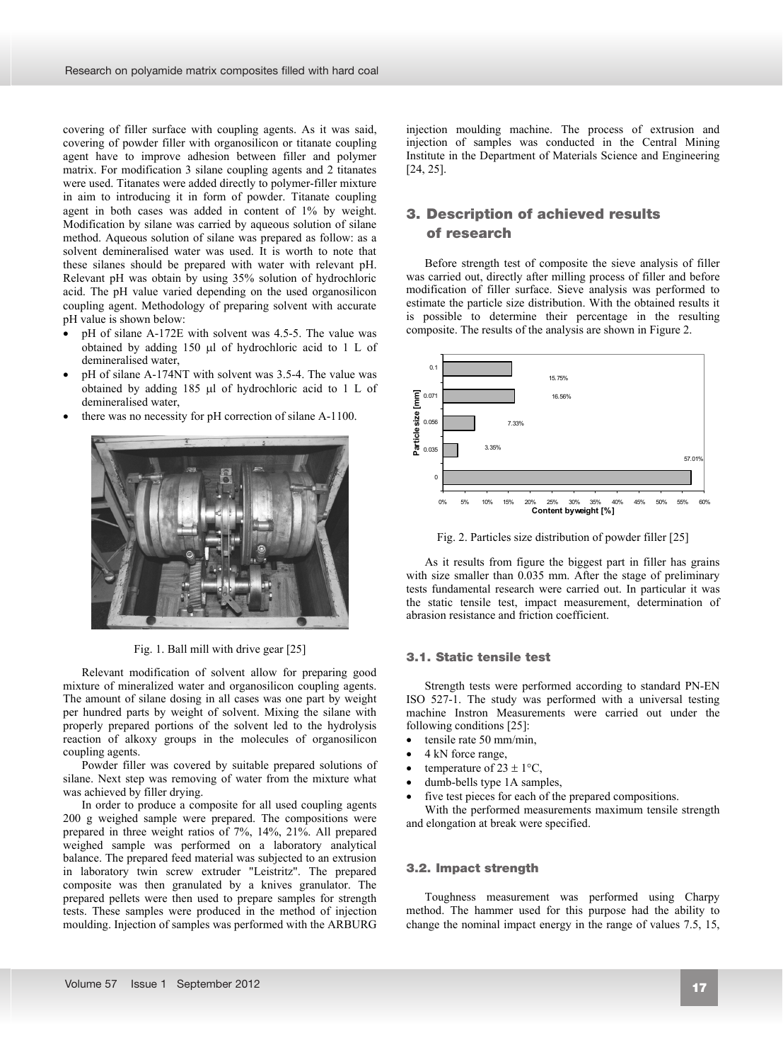covering of filler surface with coupling agents. As it was said, covering of powder filler with organosilicon or titanate coupling agent have to improve adhesion between filler and polymer matrix. For modification 3 silane coupling agents and 2 titanates were used. Titanates were added directly to polymer-filler mixture in aim to introducing it in form of powder. Titanate coupling agent in both cases was added in content of 1% by weight. Modification by silane was carried by aqueous solution of silane method. Aqueous solution of silane was prepared as follow: as a solvent demineralised water was used. It is worth to note that these silanes should be prepared with water with relevant pH. Relevant pH was obtain by using 35% solution of hydrochloric acid. The pH value varied depending on the used organosilicon coupling agent. Methodology of preparing solvent with accurate pH value is shown below:

- pH of silane A-172E with solvent was 4.5-5. The value was obtained by adding 150 µl of hydrochloric acid to 1 L of demineralised water,
- pH of silane A-174NT with solvent was 3.5-4. The value was obtained by adding 185 µl of hydrochloric acid to 1 L of demineralised water,
- there was no necessity for pH correction of silane A-1100.

Fig. 1. Ball mill with drive gear [25]

Relevant modification of solvent allow for preparing good mixture of mineralized water and organosilicon coupling agents. The amount of silane dosing in all cases was one part by weight per hundred parts by weight of solvent. Mixing the silane with properly prepared portions of the solvent led to the hydrolysis reaction of alkoxy groups in the molecules of organosilicon coupling agents.

Powder filler was covered by suitable prepared solutions of silane. Next step was removing of water from the mixture what was achieved by filler drying.

In order to produce a composite for all used coupling agents 200 g weighed sample were prepared. The compositions were prepared in three weight ratios of 7%, 14%, 21%. All prepared weighed sample was performed on a laboratory analytical balance. The prepared feed material was subjected to an extrusion in laboratory twin screw extruder "Leistritz". The prepared composite was then granulated by a knives granulator. The prepared pellets were then used to prepare samples for strength tests. These samples were produced in the method of injection moulding. Injection of samples was performed with the ARBURG injection moulding machine. The process of extrusion and injection of samples was conducted in the Central Mining Institute in the Department of Materials Science and Engineering [24, 25].

## 3. Description of achieved results of research

Before strength test of composite the sieve analysis of filler was carried out, directly after milling process of filler and before modification of filler surface. Sieve analysis was performed to estimate the particle size distribution. With the obtained results it is possible to determine their percentage in the resulting composite. The results of the analysis are shown in Figure 2.

| Particle size [mm] | Content by weight [%] |
|---|---|
| 0.1 | 15.75% |
| 0.071 | 16.56% |
| 0.056 | 7.33% |
| 0.035 | 3.35% |
| 0 | 57.01% |

Fig. 2. Particles size distribution of powder filler [25]

As it results from figure the biggest part in filler has grains with size smaller than 0.035 mm. After the stage of preliminary tests fundamental research were carried out. In particular it was the static tensile test, impact measurement, determination of abrasion resistance and friction coefficient.

### 3.1. Static tensile test

Strength tests were performed according to standard PN-EN ISO 527-1. The study was performed with a universal testing machine Instron Measurements were carried out under the following conditions [25]:

- tensile rate 50 mm/min,
- 4 kN force range,
- temperature of 23 ± 1°C,
- dumb-bells type 1A samples,
- five test pieces for each of the prepared compositions.

With the performed measurements maximum tensile strength and elongation at break were specified.

### 3.2. Impact strength

Toughness measurement was performed using Charpy method. The hammer used for this purpose had the ability to change the nominal impact energy in the range of values 7.5, 15,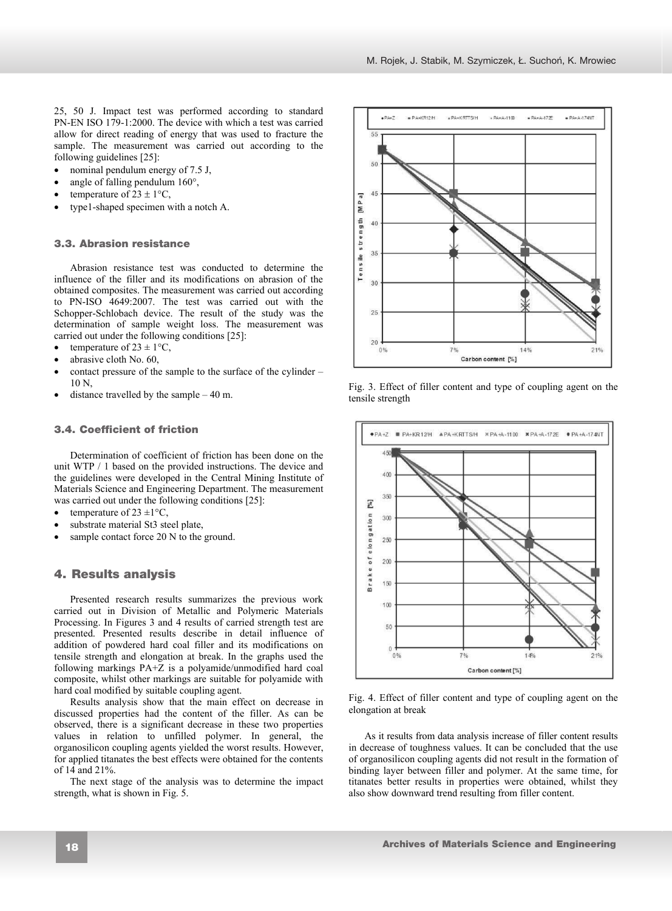25, 50 J. Impact test was performed according to standard PN-EN ISO 179-1:2000. The device with which a test was carried allow for direct reading of energy that was used to fracture the sample. The measurement was carried out according to the following guidelines [25]:

- nominal pendulum energy of 7.5 J,
- angle of falling pendulum 160°,
- temperature of 23 ± 1°C,
- type1-shaped specimen with a notch A.

### 3.3. Abrasion resistance

Abrasion resistance test was conducted to determine the influence of the filler and its modifications on abrasion of the obtained composites. The measurement was carried out according to PN-ISO 4649:2007. The test was carried out with the Schopper-Schlobach device. The result of the study was the determination of sample weight loss. The measurement was carried out under the following conditions [25]:

- temperature of 23 ± 1°C,
- abrasive cloth No. 60,
- contact pressure of the sample to the surface of the cylinder – 10 N,
- distance travelled by the sample – 40 m.

### 3.4. Coefficient of friction

Determination of coefficient of friction has been done on the unit WTP / 1 based on the provided instructions. The device and the guidelines were developed in the Central Mining Institute of Materials Science and Engineering Department. The measurement was carried out under the following conditions [25]:

- temperature of 23 ±1°C,
- substrate material St3 steel plate,
- sample contact force 20 N to the ground.

## 4. Results analysis

Presented research results summarizes the previous work carried out in Division of Metallic and Polymeric Materials Processing. In Figures 3 and 4 results of carried strength test are presented. Presented results describe in detail influence of addition of powdered hard coal filler and its modifications on tensile strength and elongation at break. In the graphs used the following markings PA+Z is a polyamide/unmodified hard coal composite, whilst other markings are suitable for polyamide with hard coal modified by suitable coupling agent.

Results analysis show that the main effect on decrease in discussed properties had the content of the filler. As can be observed, there is a significant decrease in these two properties values in relation to unfilled polymer. In general, the organosilicon coupling agents yielded the worst results. However, for applied titanates the best effects were obtained for the contents of 14 and 21%.

The next stage of the analysis was to determine the impact strength, what is shown in Fig. 5.

Fig. 3. Effect of filler content and type of coupling agent on the tensile strength

Fig. 4. Effect of filler content and type of coupling agent on the elongation at break

As it results from data analysis increase of filler content results in decrease of toughness values. It can be concluded that the use of organosilicon coupling agents did not result in the formation of binding layer between filler and polymer. At the same time, for titanates better results in properties were obtained, whilst they also show downward trend resulting from filler content.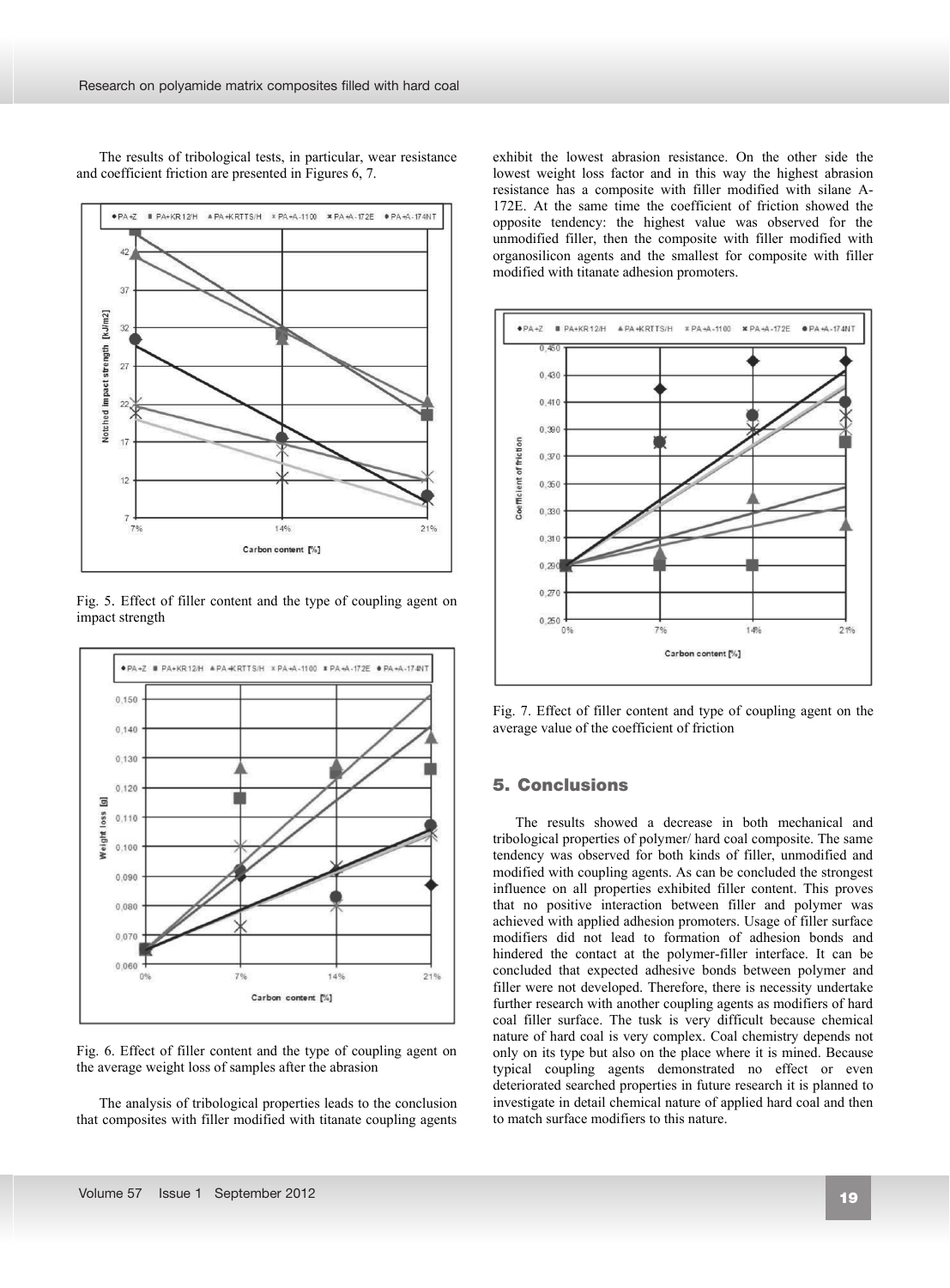The results of tribological tests, in particular, wear resistance and coefficient friction are presented in Figures 6, 7.

Fig. 5. Effect of filler content and the type of coupling agent on impact strength

Fig. 6. Effect of filler content and the type of coupling agent on the average weight loss of samples after the abrasion

The analysis of tribological properties leads to the conclusion that composites with filler modified with titanate coupling agents exhibit the lowest abrasion resistance. On the other side the lowest weight loss factor and in this way the highest abrasion resistance has a composite with filler modified with silane A-172E. At the same time the coefficient of friction showed the opposite tendency: the highest value was observed for the unmodified filler, then the composite with filler modified with organosilicon agents and the smallest for composite with filler modified with titanate adhesion promoters.

Fig. 7. Effect of filler content and type of coupling agent on the average value of the coefficient of friction

## 5. Conclusions

The results showed a decrease in both mechanical and tribological properties of polymer/ hard coal composite. The same tendency was observed for both kinds of filler, unmodified and modified with coupling agents. As can be concluded the strongest influence on all properties exhibited filler content. This proves that no positive interaction between filler and polymer was achieved with applied adhesion promoters. Usage of filler surface modifiers did not lead to formation of adhesion bonds and hindered the contact at the polymer-filler interface. It can be concluded that expected adhesive bonds between polymer and filler were not developed. Therefore, there is necessity undertake further research with another coupling agents as modifiers of hard coal filler surface. The tusk is very difficult because chemical nature of hard coal is very complex. Coal chemistry depends not only on its type but also on the place where it is mined. Because typical coupling agents demonstrated no effect or even deteriorated searched properties in future research it is planned to investigate in detail chemical nature of applied hard coal and then to match surface modifiers to this nature.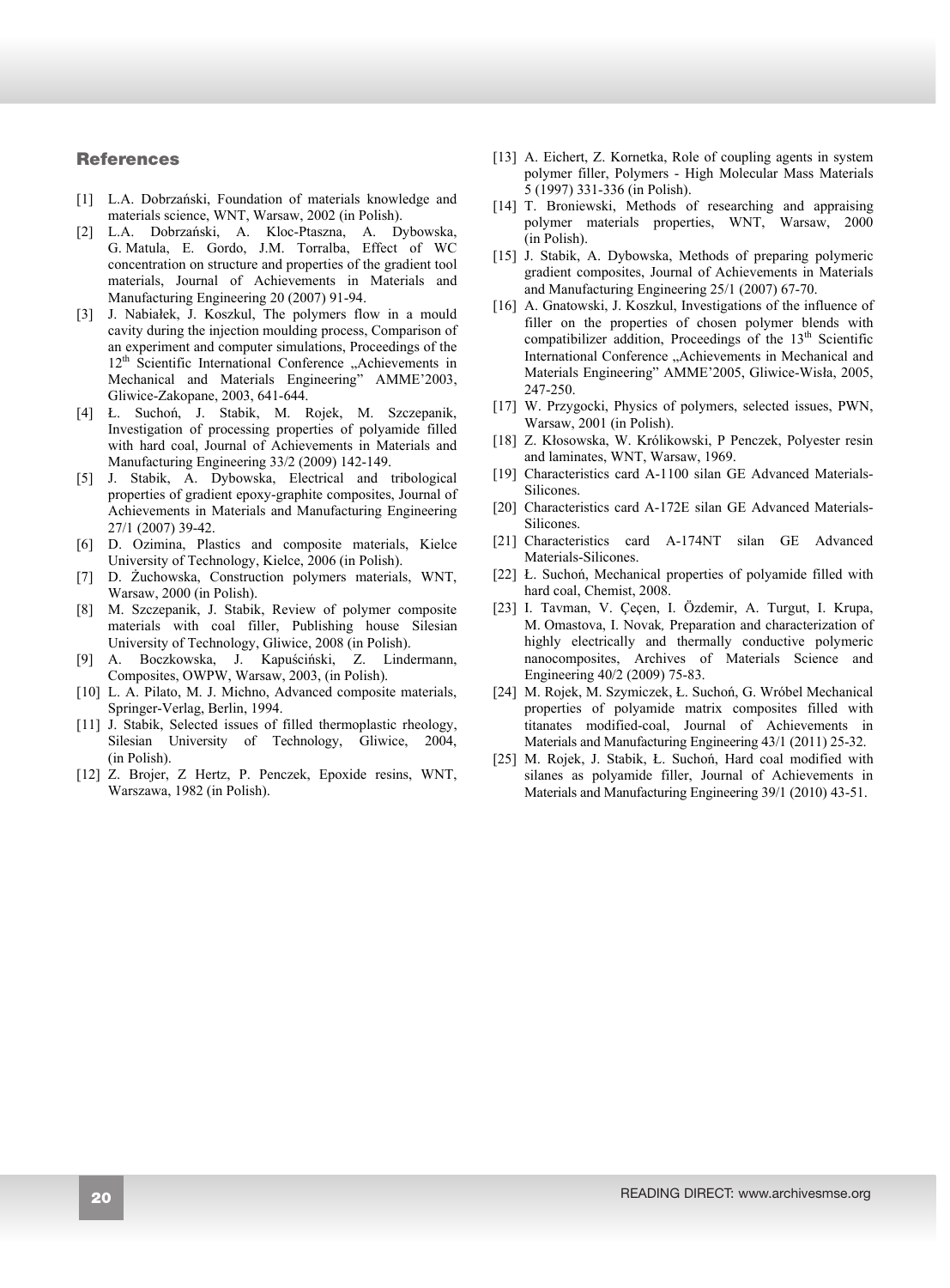## References

[1] L.A. Dobrzański, Foundation of materials knowledge and materials science, WNT, Warsaw, 2002 (in Polish).

[2] L.A. Dobrzański, A. Kloc-Ptaszna, A. Dybowska, G. Matula, E. Gordo, J.M. Torralba, Effect of WC concentration on structure and properties of the gradient tool materials, Journal of Achievements in Materials and Manufacturing Engineering 20 (2007) 91-94.

[3] J. Nabiałek, J. Koszkul, The polymers flow in a mould cavity during the injection moulding process, Comparison of an experiment and computer simulations, Proceedings of the 12th Scientific International Conference „Achievements in Mechanical and Materials Engineering" AMME'2003, Gliwice-Zakopane, 2003, 641-644.

[4] Ł. Suchoń, J. Stabik, M. Rojek, M. Szczepanik, Investigation of processing properties of polyamide filled with hard coal, Journal of Achievements in Materials and Manufacturing Engineering 33/2 (2009) 142-149.

[5] J. Stabik, A. Dybowska, Electrical and tribological properties of gradient epoxy-graphite composites, Journal of Achievements in Materials and Manufacturing Engineering 27/1 (2007) 39-42.

[6] D. Ozimina, Plastics and composite materials, Kielce University of Technology, Kielce, 2006 (in Polish).

[7] D. Żuchowska, Construction polymers materials, WNT, Warsaw, 2000 (in Polish).

[8] M. Szczepanik, J. Stabik, Review of polymer composite materials with coal filler, Publishing house Silesian University of Technology, Gliwice, 2008 (in Polish).

[9] A. Boczkowska, J. Kapuściński, Z. Lindermann, Composites, OWPW, Warsaw, 2003, (in Polish).

[10] L. A. Pilato, M. J. Michno, Advanced composite materials, Springer-Verlag, Berlin, 1994.

[11] J. Stabik, Selected issues of filled thermoplastic rheology, Silesian University of Technology, Gliwice, 2004, (in Polish).

[12] Z. Brojer, Z Hertz, P. Penczek, Epoxide resins, WNT, Warszawa, 1982 (in Polish).

[13] A. Eichert, Z. Kornetka, Role of coupling agents in system polymer filler, Polymers - High Molecular Mass Materials 5 (1997) 331-336 (in Polish).

[14] T. Broniewski, Methods of researching and appraising polymer materials properties, WNT, Warsaw, 2000 (in Polish).

[15] J. Stabik, A. Dybowska, Methods of preparing polymeric gradient composites, Journal of Achievements in Materials and Manufacturing Engineering 25/1 (2007) 67-70.

[16] A. Gnatowski, J. Koszkul, Investigations of the influence of filler on the properties of chosen polymer blends with compatibilizer addition, Proceedings of the 13th Scientific International Conference „Achievements in Mechanical and Materials Engineering" AMME'2005, Gliwice-Wisła, 2005, 247-250.

[17] W. Przygocki, Physics of polymers, selected issues, PWN, Warsaw, 2001 (in Polish).

[18] Z. Kłosowska, W. Królikowski, P Penczek, Polyester resin and laminates, WNT, Warsaw, 1969.

[19] Characteristics card A-1100 silan GE Advanced Materials-Silicones.

[20] Characteristics card A-172E silan GE Advanced Materials-Silicones.

[21] Characteristics card A-174NT silan GE Advanced Materials-Silicones.

[22] Ł. Suchoń, Mechanical properties of polyamide filled with hard coal, Chemist, 2008.

[23] I. Tavman, V. Çeçen, I. Özdemir, A. Turgut, I. Krupa, M. Omastova, I. Novak, Preparation and characterization of highly electrically and thermally conductive polymeric nanocomposites, Archives of Materials Science and Engineering 40/2 (2009) 75-83.

[24] M. Rojek, M. Szymiczek, Ł. Suchoń, G. Wróbel Mechanical properties of polyamide matrix composites filled with titanates modified-coal, Journal of Achievements in Materials and Manufacturing Engineering 43/1 (2011) 25-32.

[25] M. Rojek, J. Stabik, Ł. Suchoń, Hard coal modified with silanes as polyamide filler, Journal of Achievements in Materials and Manufacturing Engineering 39/1 (2010) 43-51.